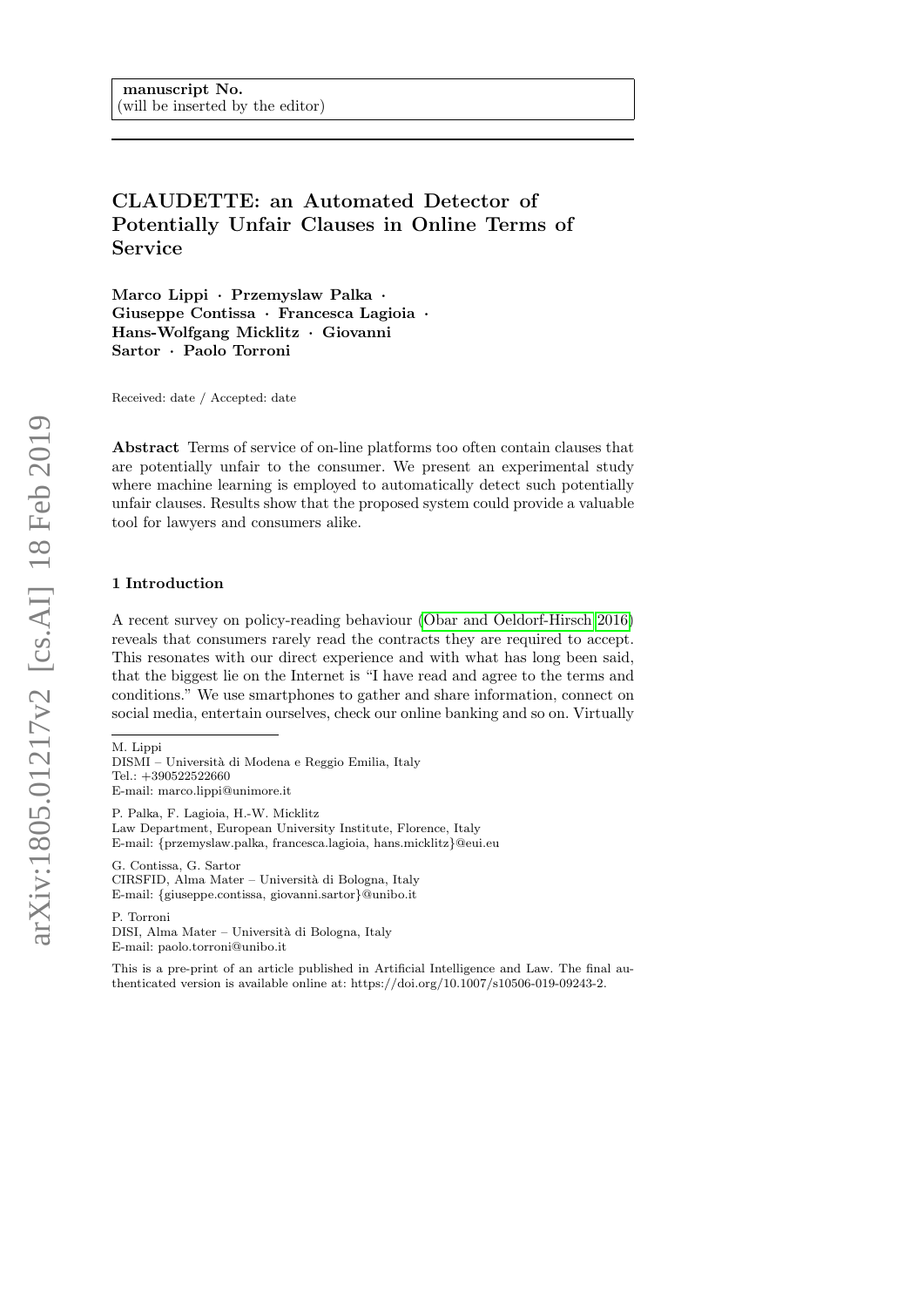manuscript No.
(will be inserted by the editor)

# CLAUDETTE: an Automated Detector of Potentially Unfair Clauses in Online Terms of Service

**Marco Lippi · Przemyslaw Palka · Giuseppe Contissa · Francesca Lagioia · Hans-Wolfgang Micklitz · Giovanni Sartor · Paolo Torroni**

Received: date / Accepted: date

**Abstract** Terms of service of on-line platforms too often contain clauses that are potentially unfair to the consumer. We present an experimental study where machine learning is employed to automatically detect such potentially unfair clauses. Results show that the proposed system could provide a valuable tool for lawyers and consumers alike.

## 1 Introduction

A recent survey on policy-reading behaviour (Obar and Oeldorf-Hirsch 2016) reveals that consumers rarely read the contracts they are required to accept. This resonates with our direct experience and with what has long been said, that the biggest lie on the Internet is "I have read and agree to the terms and conditions." We use smartphones to gather and share information, connect on social media, entertain ourselves, check our online banking and so on. Virtually

---

M. Lippi
DISMI – Università di Modena e Reggio Emilia, Italy
Tel.: +390522522660
E-mail: marco.lippi@unimore.it

P. Palka, F. Lagioia, H.-W. Micklitz
Law Department, European University Institute, Florence, Italy
E-mail: {przemyslaw.palka, francesca.lagioia, hans.micklitz}@eui.eu

G. Contissa, G. Sartor
CIRSFID, Alma Mater – Università di Bologna, Italy
E-mail: {giuseppe.contissa, giovanni.sartor}@unibo.it

P. Torroni
DISI, Alma Mater – Università di Bologna, Italy
E-mail: paolo.torroni@unibo.it

This is a pre-print of an article published in Artificial Intelligence and Law. The final authenticated version is available online at: https://doi.org/10.1007/s10506-019-09243-2.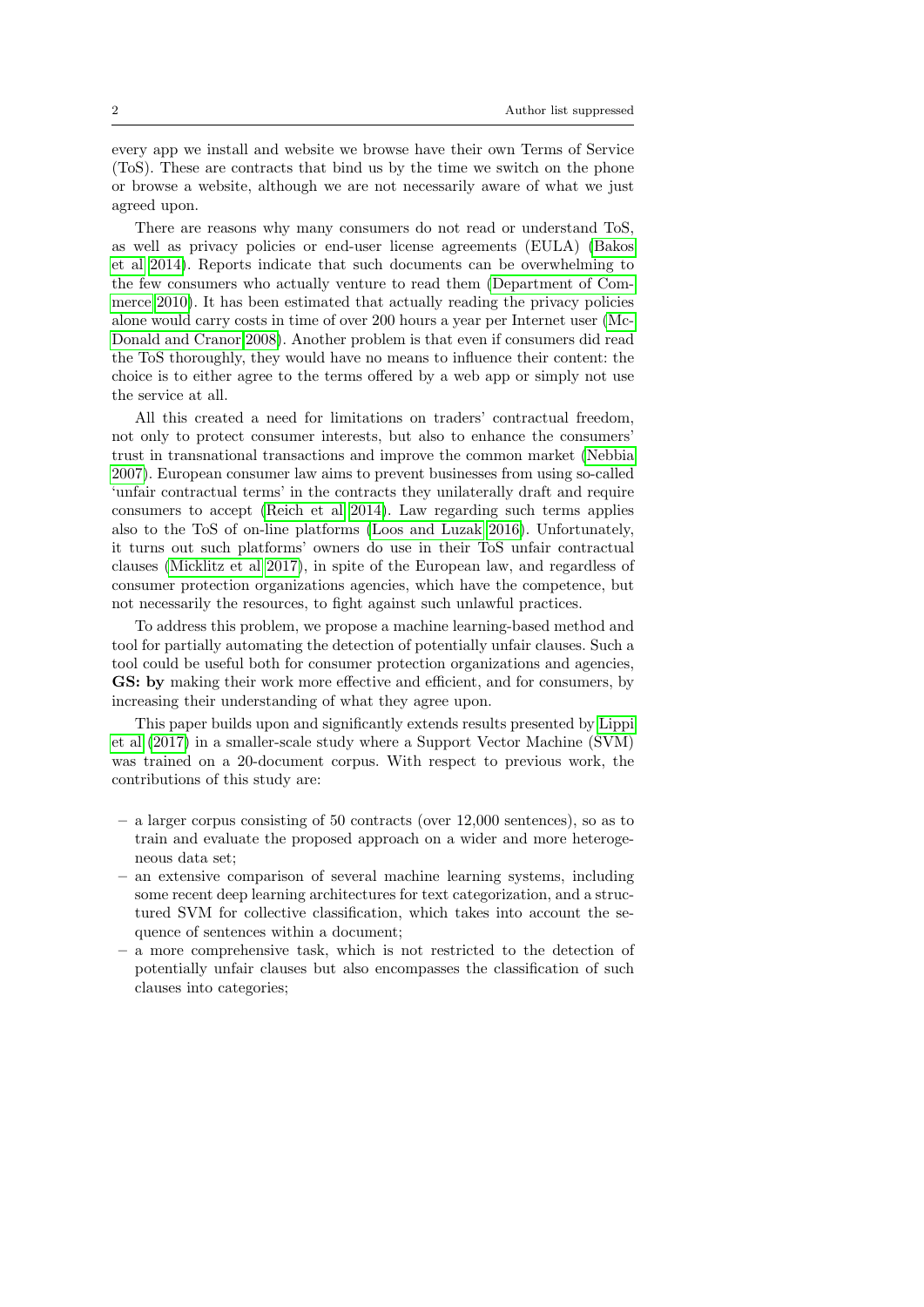every app we install and website we browse have their own Terms of Service (ToS). These are contracts that bind us by the time we switch on the phone or browse a website, although we are not necessarily aware of what we just agreed upon.

There are reasons why many consumers do not read or understand ToS, as well as privacy policies or end-user license agreements (EULA) (Bakos et al 2014). Reports indicate that such documents can be overwhelming to the few consumers who actually venture to read them (Department of Commerce 2010). It has been estimated that actually reading the privacy policies alone would carry costs in time of over 200 hours a year per Internet user (McDonald and Cranor 2008). Another problem is that even if consumers did read the ToS thoroughly, they would have no means to influence their content: the choice is to either agree to the terms offered by a web app or simply not use the service at all.

All this created a need for limitations on traders' contractual freedom, not only to protect consumer interests, but also to enhance the consumers' trust in transnational transactions and improve the common market (Nebbia 2007). European consumer law aims to prevent businesses from using so-called 'unfair contractual terms' in the contracts they unilaterally draft and require consumers to accept (Reich et al 2014). Law regarding such terms applies also to the ToS of on-line platforms (Loos and Luzak 2016). Unfortunately, it turns out such platforms' owners do use in their ToS unfair contractual clauses (Micklitz et al 2017), in spite of the European law, and regardless of consumer protection organizations agencies, which have the competence, but not necessarily the resources, to fight against such unlawful practices.

To address this problem, we propose a machine learning-based method and tool for partially automating the detection of potentially unfair clauses. Such a tool could be useful both for consumer protection organizations and agencies, **GS: by** making their work more effective and efficient, and for consumers, by increasing their understanding of what they agree upon.

This paper builds upon and significantly extends results presented by Lippi et al (2017) in a smaller-scale study where a Support Vector Machine (SVM) was trained on a 20-document corpus. With respect to previous work, the contributions of this study are:

- a larger corpus consisting of 50 contracts (over 12,000 sentences), so as to train and evaluate the proposed approach on a wider and more heterogeneous data set;
- an extensive comparison of several machine learning systems, including some recent deep learning architectures for text categorization, and a structured SVM for collective classification, which takes into account the sequence of sentences within a document;
- a more comprehensive task, which is not restricted to the detection of potentially unfair clauses but also encompasses the classification of such clauses into categories;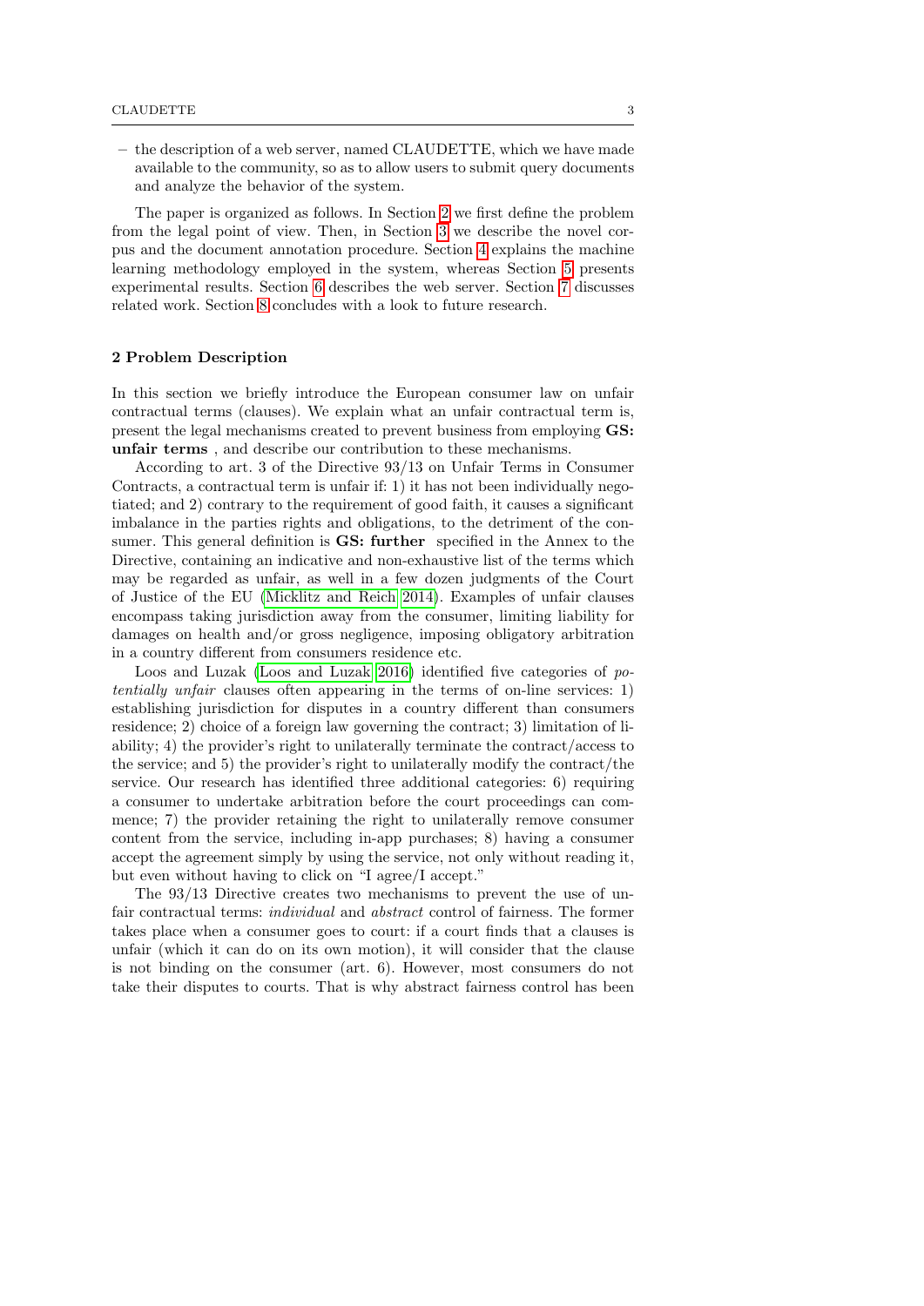– the description of a web server, named CLAUDETTE, which we have made available to the community, so as to allow users to submit query documents and analyze the behavior of the system.

The paper is organized as follows. In Section 2 we first define the problem from the legal point of view. Then, in Section 3 we describe the novel corpus and the document annotation procedure. Section 4 explains the machine learning methodology employed in the system, whereas Section 5 presents experimental results. Section 6 describes the web server. Section 7 discusses related work. Section 8 concludes with a look to future research.

## 2 Problem Description

In this section we briefly introduce the European consumer law on unfair contractual terms (clauses). We explain what an unfair contractual term is, present the legal mechanisms created to prevent business from employing **GS: unfair terms** , and describe our contribution to these mechanisms.

According to art. 3 of the Directive 93/13 on Unfair Terms in Consumer Contracts, a contractual term is unfair if: 1) it has not been individually negotiated; and 2) contrary to the requirement of good faith, it causes a significant imbalance in the parties rights and obligations, to the detriment of the consumer. This general definition is **GS: further** specified in the Annex to the Directive, containing an indicative and non-exhaustive list of the terms which may be regarded as unfair, as well in a few dozen judgments of the Court of Justice of the EU (Micklitz and Reich 2014). Examples of unfair clauses encompass taking jurisdiction away from the consumer, limiting liability for damages on health and/or gross negligence, imposing obligatory arbitration in a country different from consumers residence etc.

Loos and Luzak (Loos and Luzak 2016) identified five categories of *potentially unfair* clauses often appearing in the terms of on-line services: 1) establishing jurisdiction for disputes in a country different than consumers residence; 2) choice of a foreign law governing the contract; 3) limitation of liability; 4) the provider's right to unilaterally terminate the contract/access to the service; and 5) the provider's right to unilaterally modify the contract/the service. Our research has identified three additional categories: 6) requiring a consumer to undertake arbitration before the court proceedings can commence; 7) the provider retaining the right to unilaterally remove consumer content from the service, including in-app purchases; 8) having a consumer accept the agreement simply by using the service, not only without reading it, but even without having to click on "I agree/I accept."

The 93/13 Directive creates two mechanisms to prevent the use of unfair contractual terms: *individual* and *abstract* control of fairness. The former takes place when a consumer goes to court: if a court finds that a clauses is unfair (which it can do on its own motion), it will consider that the clause is not binding on the consumer (art. 6). However, most consumers do not take their disputes to courts. That is why abstract fairness control has been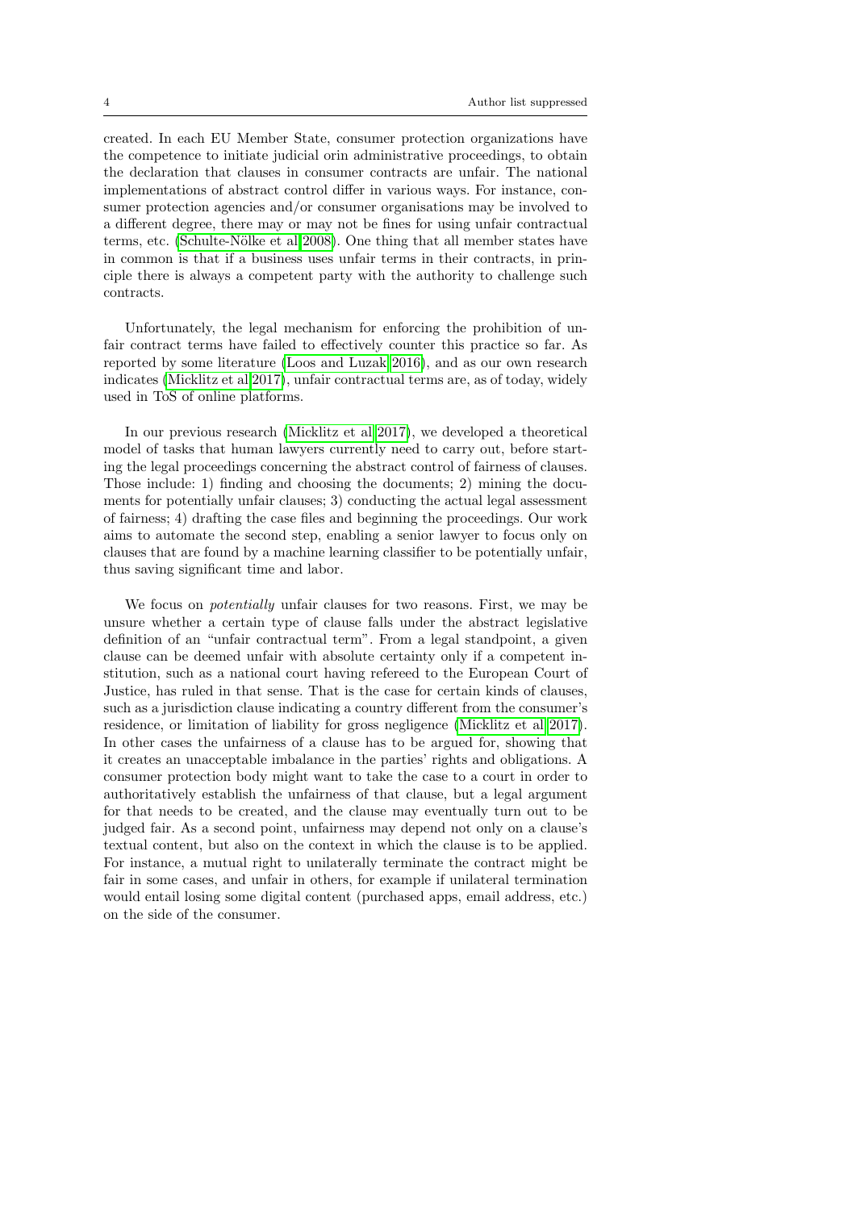created. In each EU Member State, consumer protection organizations have the competence to initiate judicial orin administrative proceedings, to obtain the declaration that clauses in consumer contracts are unfair. The national implementations of abstract control differ in various ways. For instance, consumer protection agencies and/or consumer organisations may be involved to a different degree, there may or may not be fines for using unfair contractual terms, etc. (Schulte-Nölke et al 2008). One thing that all member states have in common is that if a business uses unfair terms in their contracts, in principle there is always a competent party with the authority to challenge such contracts.

Unfortunately, the legal mechanism for enforcing the prohibition of unfair contract terms have failed to effectively counter this practice so far. As reported by some literature (Loos and Luzak 2016), and as our own research indicates (Micklitz et al 2017), unfair contractual terms are, as of today, widely used in ToS of online platforms.

In our previous research (Micklitz et al 2017), we developed a theoretical model of tasks that human lawyers currently need to carry out, before starting the legal proceedings concerning the abstract control of fairness of clauses. Those include: 1) finding and choosing the documents; 2) mining the documents for potentially unfair clauses; 3) conducting the actual legal assessment of fairness; 4) drafting the case files and beginning the proceedings. Our work aims to automate the second step, enabling a senior lawyer to focus only on clauses that are found by a machine learning classifier to be potentially unfair, thus saving significant time and labor.

We focus on *potentially* unfair clauses for two reasons. First, we may be unsure whether a certain type of clause falls under the abstract legislative definition of an "unfair contractual term". From a legal standpoint, a given clause can be deemed unfair with absolute certainty only if a competent institution, such as a national court having refereed to the European Court of Justice, has ruled in that sense. That is the case for certain kinds of clauses, such as a jurisdiction clause indicating a country different from the consumer's residence, or limitation of liability for gross negligence (Micklitz et al 2017). In other cases the unfairness of a clause has to be argued for, showing that it creates an unacceptable imbalance in the parties' rights and obligations. A consumer protection body might want to take the case to a court in order to authoritatively establish the unfairness of that clause, but a legal argument for that needs to be created, and the clause may eventually turn out to be judged fair. As a second point, unfairness may depend not only on a clause's textual content, but also on the context in which the clause is to be applied. For instance, a mutual right to unilaterally terminate the contract might be fair in some cases, and unfair in others, for example if unilateral termination would entail losing some digital content (purchased apps, email address, etc.) on the side of the consumer.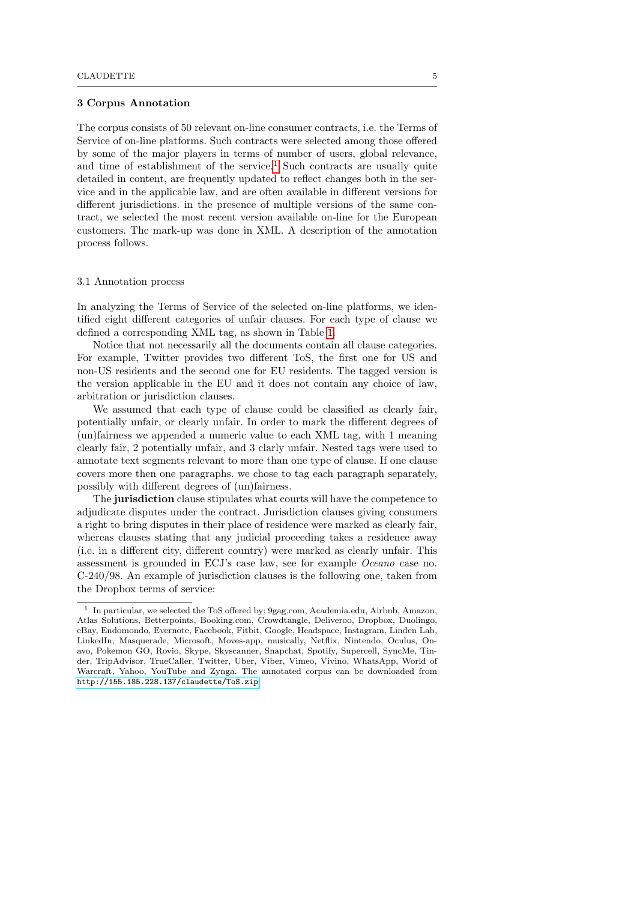## 3 Corpus Annotation

The corpus consists of 50 relevant on-line consumer contracts, i.e. the Terms of Service of on-line platforms. Such contracts were selected among those offered by some of the major players in terms of number of users, global relevance, and time of establishment of the service.[1] Such contracts are usually quite detailed in content, are frequently updated to reflect changes both in the service and in the applicable law, and are often available in different versions for different jurisdictions. in the presence of multiple versions of the same contract, we selected the most recent version available on-line for the European customers. The mark-up was done in XML. A description of the annotation process follows.

### 3.1 Annotation process

In analyzing the Terms of Service of the selected on-line platforms, we identified eight different categories of unfair clauses. For each type of clause we defined a corresponding XML tag, as shown in Table 1.

Notice that not necessarily all the documents contain all clause categories. For example, Twitter provides two different ToS, the first one for US and non-US residents and the second one for EU residents. The tagged version is the version applicable in the EU and it does not contain any choice of law, arbitration or jurisdiction clauses.

We assumed that each type of clause could be classified as clearly fair, potentially unfair, or clearly unfair. In order to mark the different degrees of (un)fairness we appended a numeric value to each XML tag, with 1 meaning clearly fair, 2 potentially unfair, and 3 clarly unfair. Nested tags were used to annotate text segments relevant to more than one type of clause. If one clause covers more then one paragraphs. we chose to tag each paragraph separately, possibly with different degrees of (un)fairness.

The **jurisdiction** clause stipulates what courts will have the competence to adjudicate disputes under the contract. Jurisdiction clauses giving consumers a right to bring disputes in their place of residence were marked as clearly fair, whereas clauses stating that any judicial proceeding takes a residence away (i.e. in a different city, different country) were marked as clearly unfair. This assessment is grounded in ECJ's case law, see for example *Oceano* case no. C-240/98. An example of jurisdiction clauses is the following one, taken from the Dropbox terms of service:

---

[1] In particular, we selected the ToS offered by: 9gag.com, Academia.edu, Airbnb, Amazon, Atlas Solutions, Betterpoints, Booking.com, Crowdtangle, Deliveroo, Dropbox, Duolingo, eBay, Endomondo, Evernote, Facebook, Fitbit, Google, Headspace, Instagram, Linden Lab, LinkedIn, Masquerade, Microsoft, Moves-app, musically, Netflix, Nintendo, Oculus, Onavo, Pokemon GO, Rovio, Skype, Skyscanner, Snapchat, Spotify, Supercell, SyncMe, Tinder, TripAdvisor, TrueCaller, Twitter, Uber, Viber, Vimeo, Vivino, WhatsApp, World of Warcraft, Yahoo, YouTube and Zynga. The annotated corpus can be downloaded from http://155.185.228.137/claudette/ToS.zip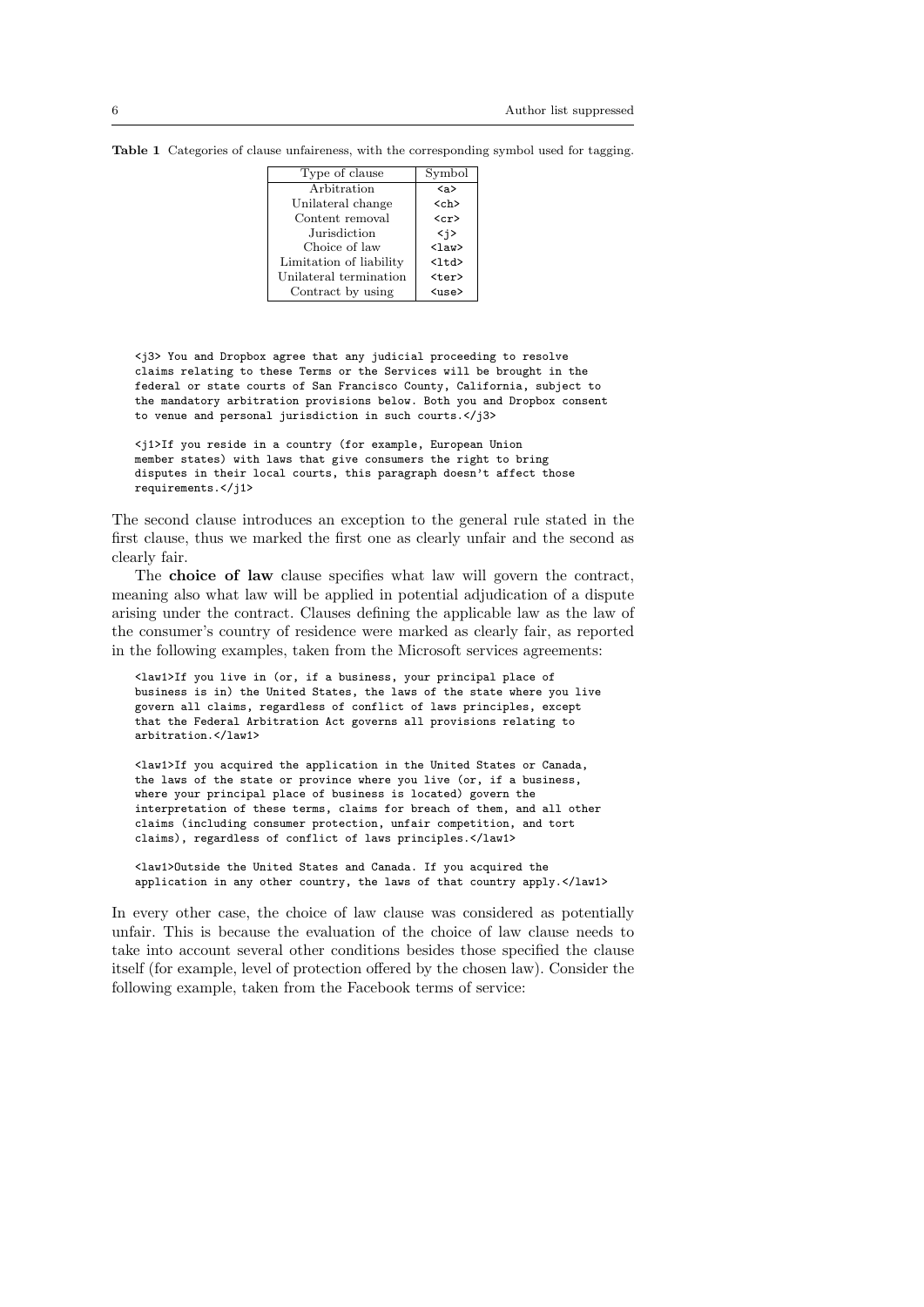**Table 1** Categories of clause unfaireness, with the corresponding symbol used for tagging.

| Type of clause | Symbol |
|---|---|
| Arbitration | `<a>` |
| Unilateral change | `<ch>` |
| Content removal | `<cr>` |
| Jurisdiction | `<j>` |
| Choice of law | `<law>` |
| Limitation of liability | `<ltd>` |
| Unilateral termination | `<ter>` |
| Contract by using | `<use>` |

```
<j3> You and Dropbox agree that any judicial proceeding to resolve
claims relating to these Terms or the Services will be brought in the
federal or state courts of San Francisco County, California, subject to
the mandatory arbitration provisions below. Both you and Dropbox consent
to venue and personal jurisdiction in such courts.</j3>

<j1>If you reside in a country (for example, European Union
member states) with laws that give consumers the right to bring
disputes in their local courts, this paragraph doesn't affect those
requirements.</j1>
```

The second clause introduces an exception to the general rule stated in the first clause, thus we marked the first one as clearly unfair and the second as clearly fair.

The **choice of law** clause specifies what law will govern the contract, meaning also what law will be applied in potential adjudication of a dispute arising under the contract. Clauses defining the applicable law as the law of the consumer's country of residence were marked as clearly fair, as reported in the following examples, taken from the Microsoft services agreements:

```
<law1>If you live in (or, if a business, your principal place of
business is in) the United States, the laws of the state where you live
govern all claims, regardless of conflict of laws principles, except
that the Federal Arbitration Act governs all provisions relating to
arbitration.</law1>

<law1>If you acquired the application in the United States or Canada,
the laws of the state or province where you live (or, if a business,
where your principal place of business is located) govern the
interpretation of these terms, claims for breach of them, and all other
claims (including consumer protection, unfair competition, and tort
claims), regardless of conflict of laws principles.</law1>

<law1>Outside the United States and Canada. If you acquired the
application in any other country, the laws of that country apply.</law1>
```

In every other case, the choice of law clause was considered as potentially unfair. This is because the evaluation of the choice of law clause needs to take into account several other conditions besides those specified the clause itself (for example, level of protection offered by the chosen law). Consider the following example, taken from the Facebook terms of service: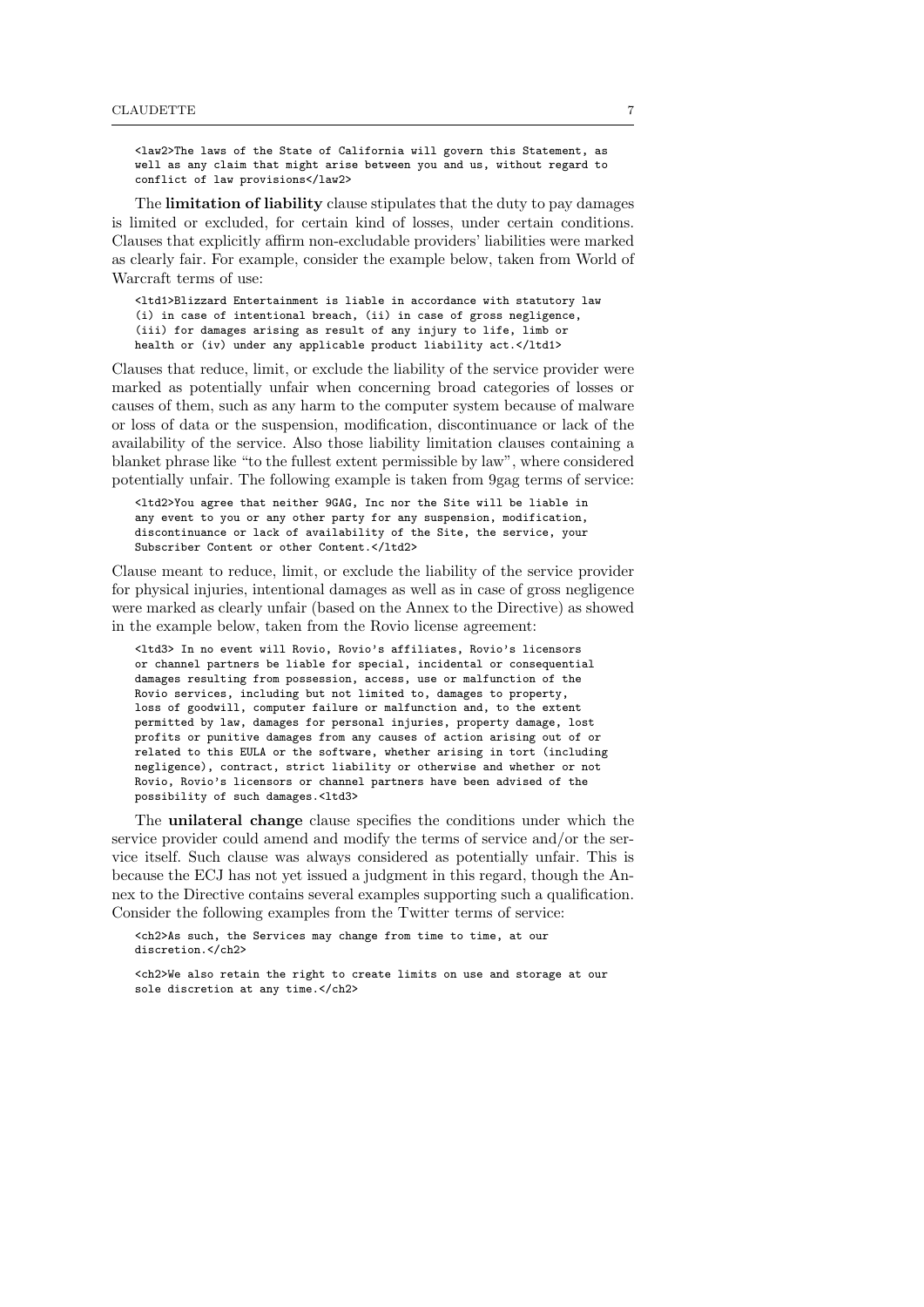```
<law2>The laws of the State of California will govern this Statement, as
well as any claim that might arise between you and us, without regard to
conflict of law provisions</law2>
```

The **limitation of liability** clause stipulates that the duty to pay damages is limited or excluded, for certain kind of losses, under certain conditions. Clauses that explicitly affirm non-excludable providers' liabilities were marked as clearly fair. For example, consider the example below, taken from World of Warcraft terms of use:

```
<ltd1>Blizzard Entertainment is liable in accordance with statutory law
(i) in case of intentional breach, (ii) in case of gross negligence,
(iii) for damages arising as result of any injury to life, limb or
health or (iv) under any applicable product liability act.</ltd1>
```

Clauses that reduce, limit, or exclude the liability of the service provider were marked as potentially unfair when concerning broad categories of losses or causes of them, such as any harm to the computer system because of malware or loss of data or the suspension, modification, discontinuance or lack of the availability of the service. Also those liability limitation clauses containing a blanket phrase like "to the fullest extent permissible by law", where considered potentially unfair. The following example is taken from 9gag terms of service:

```
<ltd2>You agree that neither 9GAG, Inc nor the Site will be liable in
any event to you or any other party for any suspension, modification,
discontinuance or lack of availability of the Site, the service, your
Subscriber Content or other Content.</ltd2>
```

Clause meant to reduce, limit, or exclude the liability of the service provider for physical injuries, intentional damages as well as in case of gross negligence were marked as clearly unfair (based on the Annex to the Directive) as showed in the example below, taken from the Rovio license agreement:

```
<ltd3> In no event will Rovio, Rovio's affiliates, Rovio's licensors
or channel partners be liable for special, incidental or consequential
damages resulting from possession, access, use or malfunction of the
Rovio services, including but not limited to, damages to property,
loss of goodwill, computer failure or malfunction and, to the extent
permitted by law, damages for personal injuries, property damage, lost
profits or punitive damages from any causes of action arising out of or
related to this EULA or the software, whether arising in tort (including
negligence), contract, strict liability or otherwise and whether or not
Rovio, Rovio's licensors or channel partners have been advised of the
possibility of such damages.<ltd3>
```

The **unilateral change** clause specifies the conditions under which the service provider could amend and modify the terms of service and/or the service itself. Such clause was always considered as potentially unfair. This is because the ECJ has not yet issued a judgment in this regard, though the Annex to the Directive contains several examples supporting such a qualification. Consider the following examples from the Twitter terms of service:

```
<ch2>As such, the Services may change from time to time, at our
discretion.</ch2>
```

```
<ch2>We also retain the right to create limits on use and storage at our
sole discretion at any time.</ch2>
```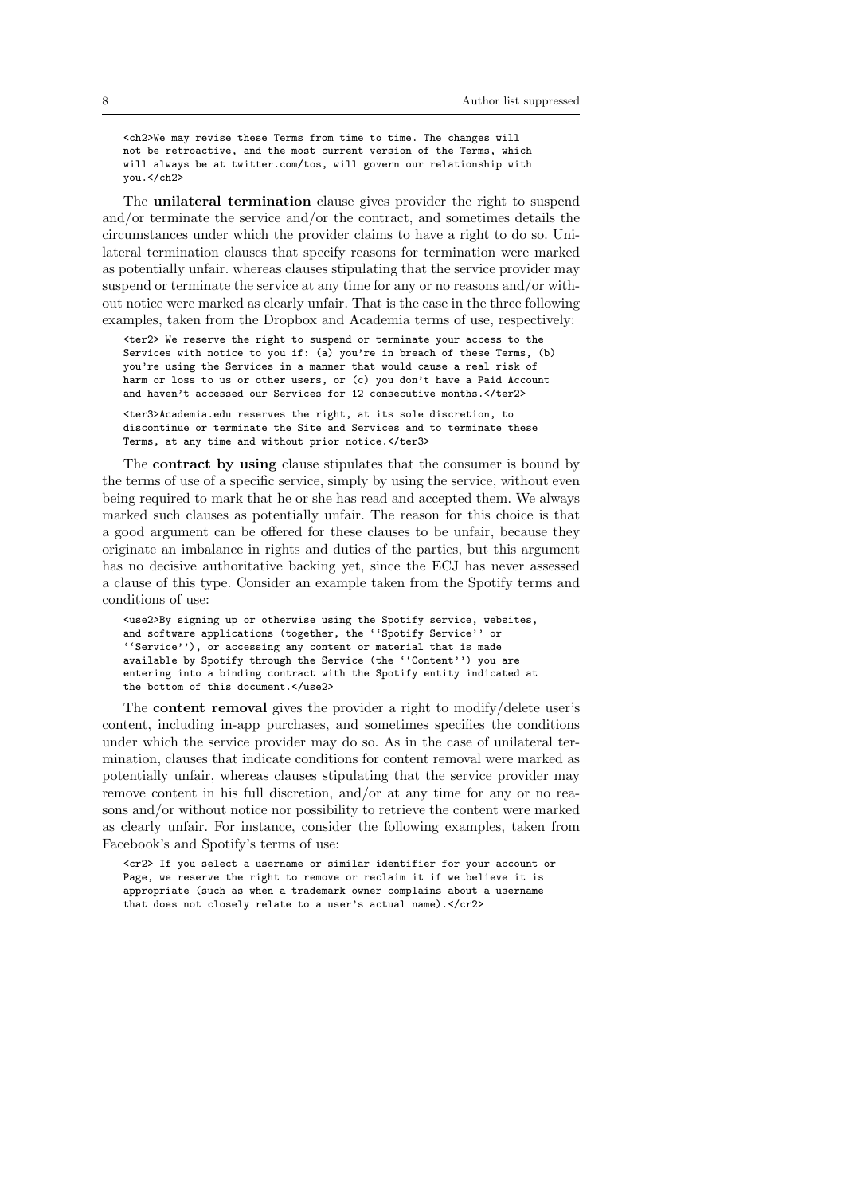```
<ch2>We may revise these Terms from time to time. The changes will
not be retroactive, and the most current version of the Terms, which
will always be at twitter.com/tos, will govern our relationship with
you.</ch2>
```

The **unilateral termination** clause gives provider the right to suspend and/or terminate the service and/or the contract, and sometimes details the circumstances under which the provider claims to have a right to do so. Unilateral termination clauses that specify reasons for termination were marked as potentially unfair. whereas clauses stipulating that the service provider may suspend or terminate the service at any time for any or no reasons and/or without notice were marked as clearly unfair. That is the case in the three following examples, taken from the Dropbox and Academia terms of use, respectively:

```
<ter2> We reserve the right to suspend or terminate your access to the
Services with notice to you if: (a) you're in breach of these Terms, (b)
you're using the Services in a manner that would cause a real risk of
harm or loss to us or other users, or (c) you don't have a Paid Account
and haven't accessed our Services for 12 consecutive months.</ter2>
```

```
<ter3>Academia.edu reserves the right, at its sole discretion, to
discontinue or terminate the Site and Services and to terminate these
Terms, at any time and without prior notice.</ter3>
```

The **contract by using** clause stipulates that the consumer is bound by the terms of use of a specific service, simply by using the service, without even being required to mark that he or she has read and accepted them. We always marked such clauses as potentially unfair. The reason for this choice is that a good argument can be offered for these clauses to be unfair, because they originate an imbalance in rights and duties of the parties, but this argument has no decisive authoritative backing yet, since the ECJ has never assessed a clause of this type. Consider an example taken from the Spotify terms and conditions of use:

```
<use2>By signing up or otherwise using the Spotify service, websites,
and software applications (together, the ''Spotify Service'' or
''Service''), or accessing any content or material that is made
available by Spotify through the Service (the ''Content'') you are
entering into a binding contract with the Spotify entity indicated at
the bottom of this document.</use2>
```

The **content removal** gives the provider a right to modify/delete user's content, including in-app purchases, and sometimes specifies the conditions under which the service provider may do so. As in the case of unilateral termination, clauses that indicate conditions for content removal were marked as potentially unfair, whereas clauses stipulating that the service provider may remove content in his full discretion, and/or at any time for any or no reasons and/or without notice nor possibility to retrieve the content were marked as clearly unfair. For instance, consider the following examples, taken from Facebook's and Spotify's terms of use:

```
<cr2> If you select a username or similar identifier for your account or
Page, we reserve the right to remove or reclaim it if we believe it is
appropriate (such as when a trademark owner complains about a username
that does not closely relate to a user's actual name).</cr2>
```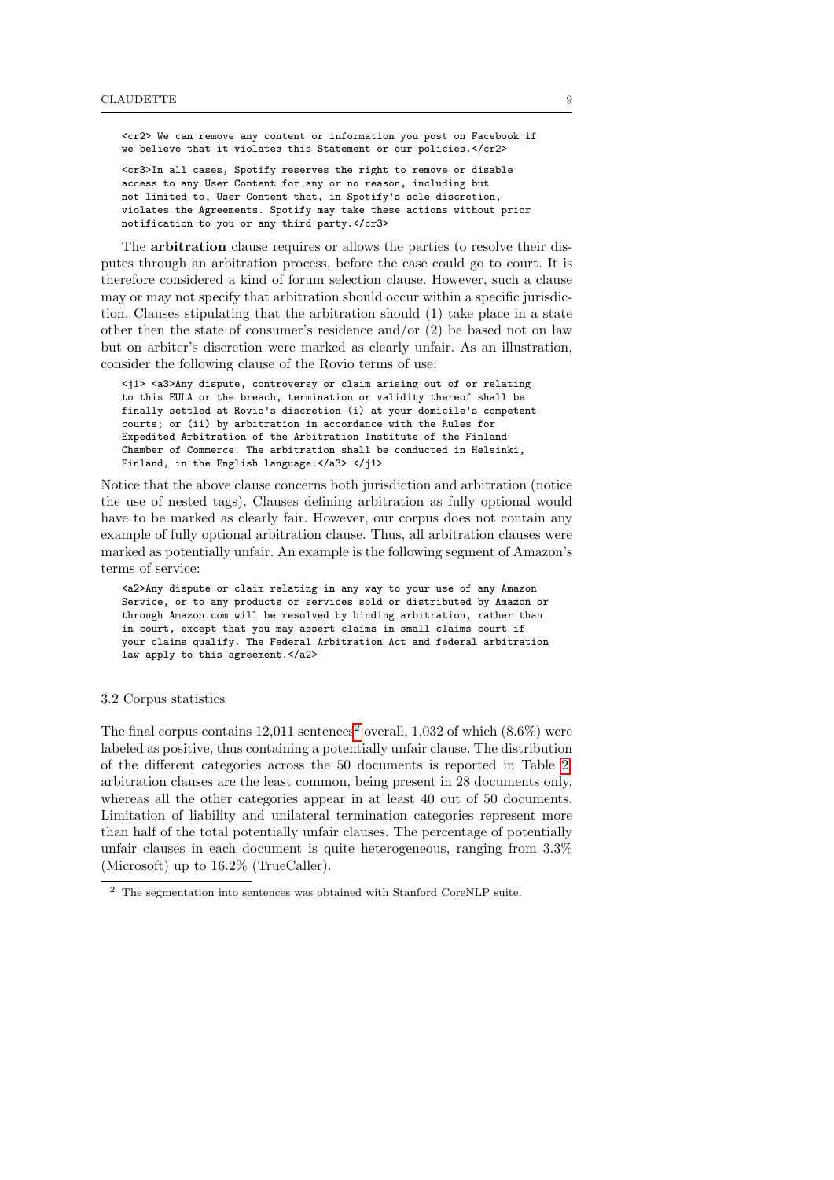```
<cr2> We can remove any content or information you post on Facebook if
we believe that it violates this Statement or our policies.</cr2>
```

```
<cr3>In all cases, Spotify reserves the right to remove or disable
access to any User Content for any or no reason, including but
not limited to, User Content that, in Spotify's sole discretion,
violates the Agreements. Spotify may take these actions without prior
notification to you or any third party.</cr3>
```

The **arbitration** clause requires or allows the parties to resolve their disputes through an arbitration process, before the case could go to court. It is therefore considered a kind of forum selection clause. However, such a clause may or may not specify that arbitration should occur within a specific jurisdiction. Clauses stipulating that the arbitration should (1) take place in a state other then the state of consumer's residence and/or (2) be based not on law but on arbiter's discretion were marked as clearly unfair. As an illustration, consider the following clause of the Rovio terms of use:

```
<j1> <a3>Any dispute, controversy or claim arising out of or relating
to this EULA or the breach, termination or validity thereof shall be
finally settled at Rovio's discretion (i) at your domicile's competent
courts; or (ii) by arbitration in accordance with the Rules for
Expedited Arbitration of the Arbitration Institute of the Finland
Chamber of Commerce. The arbitration shall be conducted in Helsinki,
Finland, in the English language.</a3> </j1>
```

Notice that the above clause concerns both jurisdiction and arbitration (notice the use of nested tags). Clauses defining arbitration as fully optional would have to be marked as clearly fair. However, our corpus does not contain any example of fully optional arbitration clause. Thus, all arbitration clauses were marked as potentially unfair. An example is the following segment of Amazon's terms of service:

```
<a2>Any dispute or claim relating in any way to your use of any Amazon
Service, or to any products or services sold or distributed by Amazon or
through Amazon.com will be resolved by binding arbitration, rather than
in court, except that you may assert claims in small claims court if
your claims qualify. The Federal Arbitration Act and federal arbitration
law apply to this agreement.</a2>
```

### 3.2 Corpus statistics

The final corpus contains 12,011 sentences[2] overall, 1,032 of which (8.6%) were labeled as positive, thus containing a potentially unfair clause. The distribution of the different categories across the 50 documents is reported in Table 2: arbitration clauses are the least common, being present in 28 documents only, whereas all the other categories appear in at least 40 out of 50 documents. Limitation of liability and unilateral termination categories represent more than half of the total potentially unfair clauses. The percentage of potentially unfair clauses in each document is quite heterogeneous, ranging from 3.3% (Microsoft) up to 16.2% (TrueCaller).

[2] The segmentation into sentences was obtained with Stanford CoreNLP suite.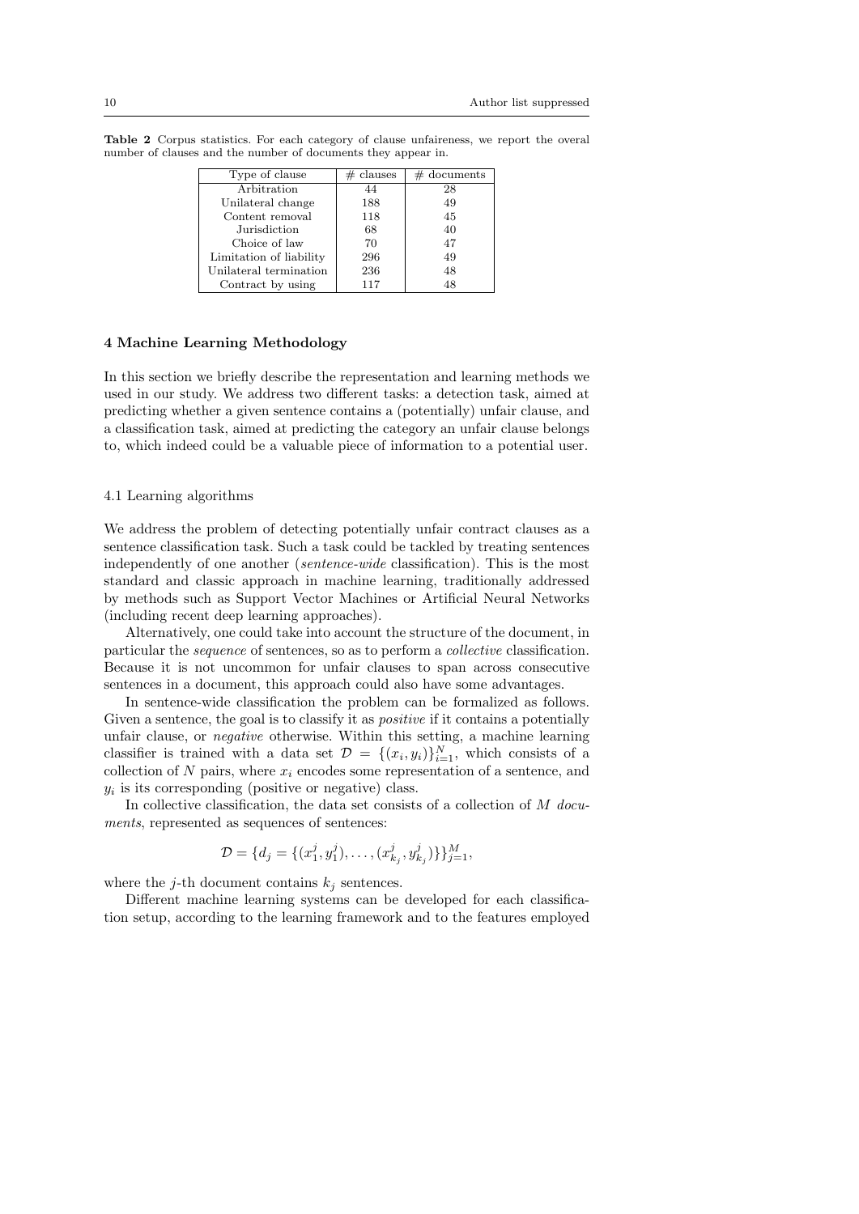**Table 2** Corpus statistics. For each category of clause unfaireness, we report the overal number of clauses and the number of documents they appear in.

| Type of clause | # clauses | # documents |
| --- | --- | --- |
| Arbitration | 44 | 28 |
| Unilateral change | 188 | 49 |
| Content removal | 118 | 45 |
| Jurisdiction | 68 | 40 |
| Choice of law | 70 | 47 |
| Limitation of liability | 296 | 49 |
| Unilateral termination | 236 | 48 |
| Contract by using | 117 | 48 |

## 4 Machine Learning Methodology

In this section we briefly describe the representation and learning methods we used in our study. We address two different tasks: a detection task, aimed at predicting whether a given sentence contains a (potentially) unfair clause, and a classification task, aimed at predicting the category an unfair clause belongs to, which indeed could be a valuable piece of information to a potential user.

### 4.1 Learning algorithms

We address the problem of detecting potentially unfair contract clauses as a sentence classification task. Such a task could be tackled by treating sentences independently of one another (*sentence-wide* classification). This is the most standard and classic approach in machine learning, traditionally addressed by methods such as Support Vector Machines or Artificial Neural Networks (including recent deep learning approaches).

Alternatively, one could take into account the structure of the document, in particular the *sequence* of sentences, so as to perform a *collective* classification. Because it is not uncommon for unfair clauses to span across consecutive sentences in a document, this approach could also have some advantages.

In sentence-wide classification the problem can be formalized as follows. Given a sentence, the goal is to classify it as *positive* if it contains a potentially unfair clause, or *negative* otherwise. Within this setting, a machine learning classifier is trained with a data set $\mathcal{D} = \{(x_i, y_i)\}_{i=1}^{N}$, which consists of a collection of $N$ pairs, where $x_i$ encodes some representation of a sentence, and $y_i$ is its corresponding (positive or negative) class.

In collective classification, the data set consists of a collection of $M$ *documents*, represented as sequences of sentences:

$$\mathcal{D} = \{d_j = \{(x_1^j, y_1^j), \ldots, (x_{k_j}^j, y_{k_j}^j)\}\}_{j=1}^{M},$$

where the $j$-th document contains $k_j$ sentences.

Different machine learning systems can be developed for each classification setup, according to the learning framework and to the features employed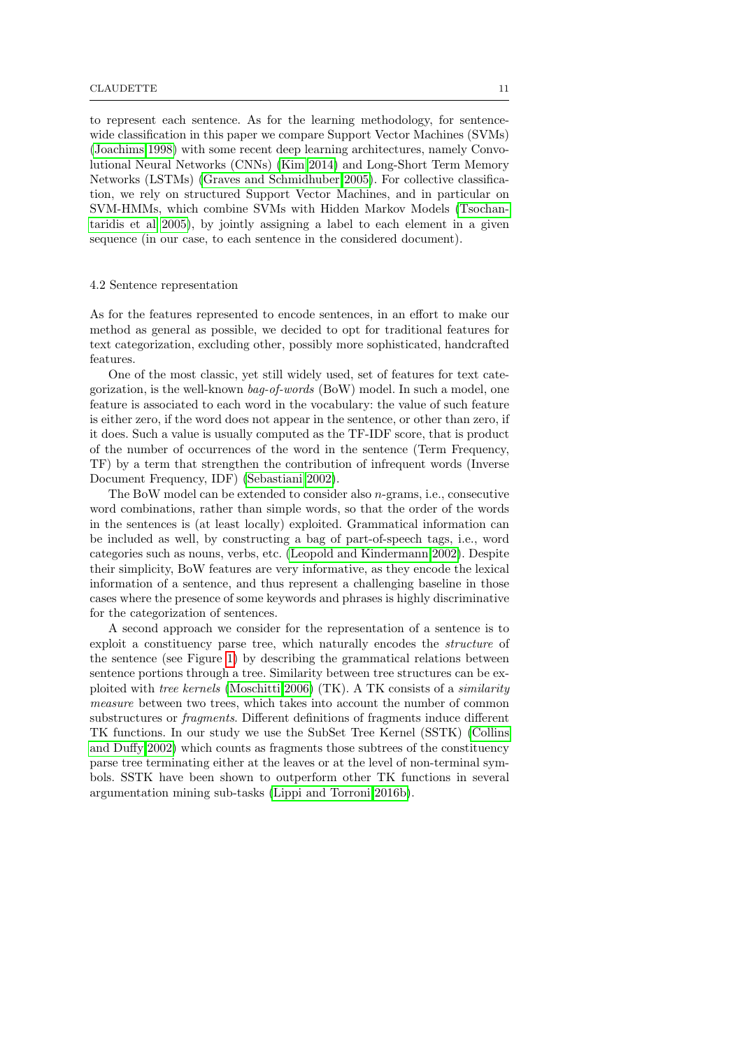to represent each sentence. As for the learning methodology, for sentence-wide classification in this paper we compare Support Vector Machines (SVMs) (Joachims 1998) with some recent deep learning architectures, namely Convolutional Neural Networks (CNNs) (Kim 2014) and Long-Short Term Memory Networks (LSTMs) (Graves and Schmidhuber 2005). For collective classification, we rely on structured Support Vector Machines, and in particular on SVM-HMMs, which combine SVMs with Hidden Markov Models (Tsochantaridis et al 2005), by jointly assigning a label to each element in a given sequence (in our case, to each sentence in the considered document).

### 4.2 Sentence representation

As for the features represented to encode sentences, in an effort to make our method as general as possible, we decided to opt for traditional features for text categorization, excluding other, possibly more sophisticated, handcrafted features.

One of the most classic, yet still widely used, set of features for text categorization, is the well-known *bag-of-words* (BoW) model. In such a model, one feature is associated to each word in the vocabulary: the value of such feature is either zero, if the word does not appear in the sentence, or other than zero, if it does. Such a value is usually computed as the TF-IDF score, that is product of the number of occurrences of the word in the sentence (Term Frequency, TF) by a term that strengthen the contribution of infrequent words (Inverse Document Frequency, IDF) (Sebastiani 2002).

The BoW model can be extended to consider also $n$-grams, i.e., consecutive word combinations, rather than simple words, so that the order of the words in the sentences is (at least locally) exploited. Grammatical information can be included as well, by constructing a bag of part-of-speech tags, i.e., word categories such as nouns, verbs, etc. (Leopold and Kindermann 2002). Despite their simplicity, BoW features are very informative, as they encode the lexical information of a sentence, and thus represent a challenging baseline in those cases where the presence of some keywords and phrases is highly discriminative for the categorization of sentences.

A second approach we consider for the representation of a sentence is to exploit a constituency parse tree, which naturally encodes the *structure* of the sentence (see Figure 1) by describing the grammatical relations between sentence portions through a tree. Similarity between tree structures can be exploited with *tree kernels* (Moschitti 2006) (TK). A TK consists of a *similarity measure* between two trees, which takes into account the number of common substructures or *fragments*. Different definitions of fragments induce different TK functions. In our study we use the SubSet Tree Kernel (SSTK) (Collins and Duffy 2002) which counts as fragments those subtrees of the constituency parse tree terminating either at the leaves or at the level of non-terminal symbols. SSTK have been shown to outperform other TK functions in several argumentation mining sub-tasks (Lippi and Torroni 2016b).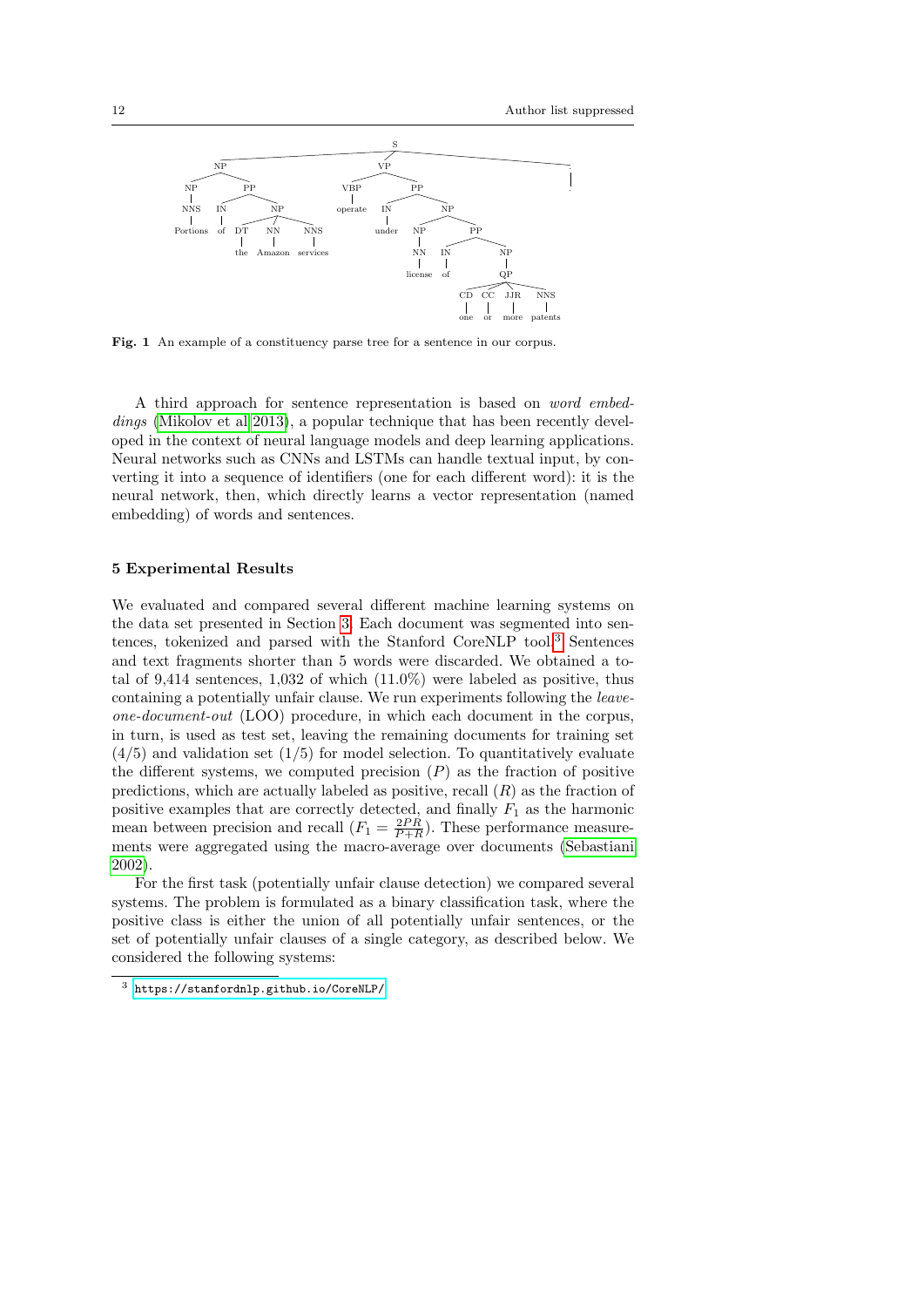**Fig. 1** An example of a constituency parse tree for a sentence in our corpus.

A third approach for sentence representation is based on *word embeddings* (Mikolov et al 2013), a popular technique that has been recently developed in the context of neural language models and deep learning applications. Neural networks such as CNNs and LSTMs can handle textual input, by converting it into a sequence of identifiers (one for each different word): it is the neural network, then, which directly learns a vector representation (named embedding) of words and sentences.

## 5 Experimental Results

We evaluated and compared several different machine learning systems on the data set presented in Section 3. Each document was segmented into sentences, tokenized and parsed with the Stanford CoreNLP tool.[3] Sentences and text fragments shorter than 5 words were discarded. We obtained a total of 9,414 sentences, 1,032 of which (11.0%) were labeled as positive, thus containing a potentially unfair clause. We run experiments following the *leave-one-document-out* (LOO) procedure, in which each document in the corpus, in turn, is used as test set, leaving the remaining documents for training set (4/5) and validation set (1/5) for model selection. To quantitatively evaluate the different systems, we computed precision ($P$) as the fraction of positive predictions, which are actually labeled as positive, recall ($R$) as the fraction of positive examples that are correctly detected, and finally $F_1$ as the harmonic mean between precision and recall ($F_1 = \frac{2PR}{P+R}$). These performance measurements were aggregated using the macro-average over documents (Sebastiani 2002).

For the first task (potentially unfair clause detection) we compared several systems. The problem is formulated as a binary classification task, where the positive class is either the union of all potentially unfair sentences, or the set of potentially unfair clauses of a single category, as described below. We considered the following systems:

[3] https://stanfordnlp.github.io/CoreNLP/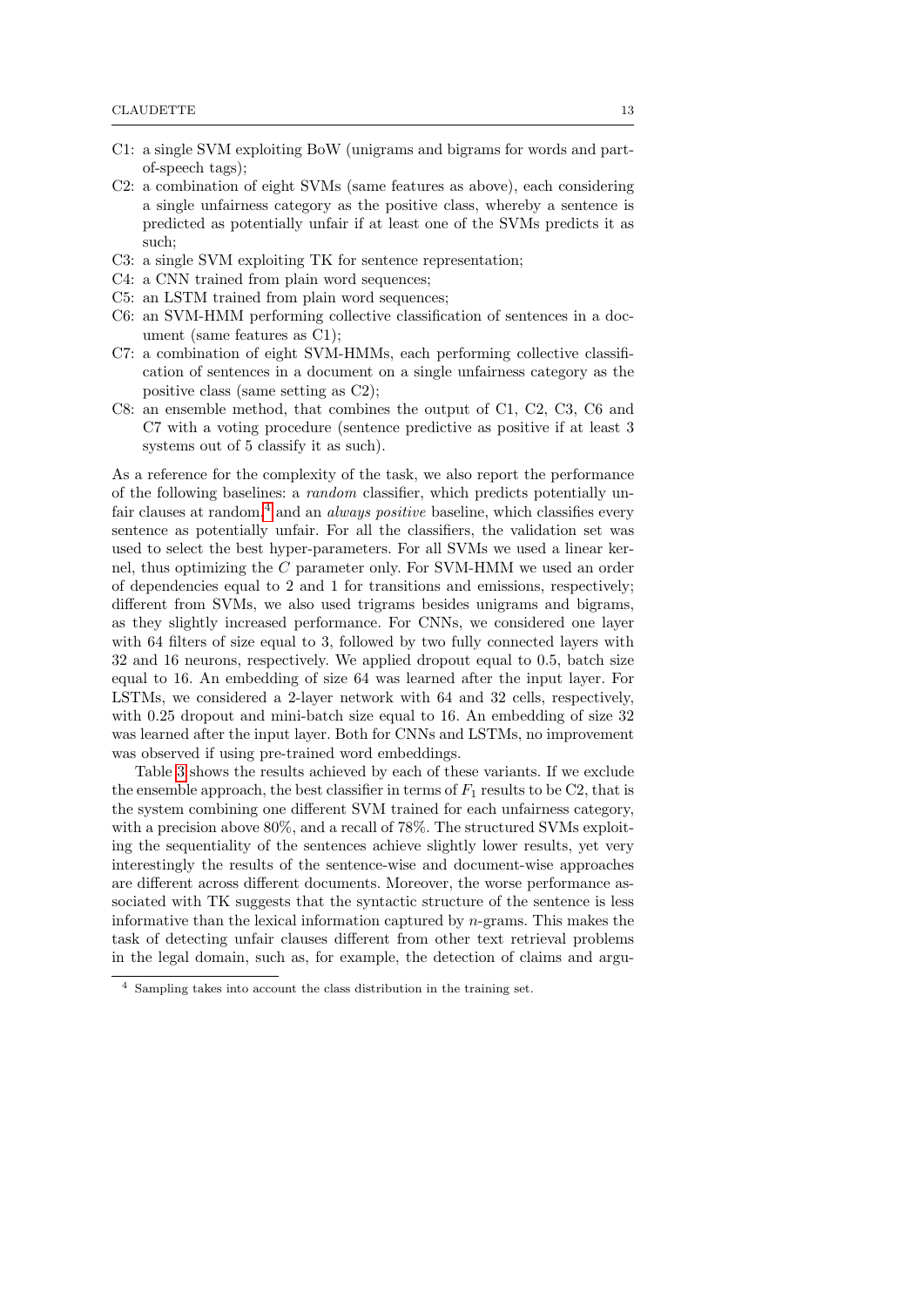- C1: a single SVM exploiting BoW (unigrams and bigrams for words and part-of-speech tags);
- C2: a combination of eight SVMs (same features as above), each considering a single unfairness category as the positive class, whereby a sentence is predicted as potentially unfair if at least one of the SVMs predicts it as such;
- C3: a single SVM exploiting TK for sentence representation;
- C4: a CNN trained from plain word sequences;
- C5: an LSTM trained from plain word sequences;
- C6: an SVM-HMM performing collective classification of sentences in a document (same features as C1);
- C7: a combination of eight SVM-HMMs, each performing collective classification of sentences in a document on a single unfairness category as the positive class (same setting as C2);
- C8: an ensemble method, that combines the output of C1, C2, C3, C6 and C7 with a voting procedure (sentence predictive as positive if at least 3 systems out of 5 classify it as such).

As a reference for the complexity of the task, we also report the performance of the following baselines: a *random* classifier, which predicts potentially unfair clauses at random,[4] and an *always positive* baseline, which classifies every sentence as potentially unfair. For all the classifiers, the validation set was used to select the best hyper-parameters. For all SVMs we used a linear kernel, thus optimizing the $C$ parameter only. For SVM-HMM we used an order of dependencies equal to 2 and 1 for transitions and emissions, respectively; different from SVMs, we also used trigrams besides unigrams and bigrams, as they slightly increased performance. For CNNs, we considered one layer with 64 filters of size equal to 3, followed by two fully connected layers with 32 and 16 neurons, respectively. We applied dropout equal to 0.5, batch size equal to 16. An embedding of size 64 was learned after the input layer. For LSTMs, we considered a 2-layer network with 64 and 32 cells, respectively, with 0.25 dropout and mini-batch size equal to 16. An embedding of size 32 was learned after the input layer. Both for CNNs and LSTMs, no improvement was observed if using pre-trained word embeddings.

Table 3 shows the results achieved by each of these variants. If we exclude the ensemble approach, the best classifier in terms of $F_1$ results to be C2, that is the system combining one different SVM trained for each unfairness category, with a precision above 80%, and a recall of 78%. The structured SVMs exploiting the sequentiality of the sentences achieve slightly lower results, yet very interestingly the results of the sentence-wise and document-wise approaches are different across different documents. Moreover, the worse performance associated with TK suggests that the syntactic structure of the sentence is less informative than the lexical information captured by $n$-grams. This makes the task of detecting unfair clauses different from other text retrieval problems in the legal domain, such as, for example, the detection of claims and argu-

[4] Sampling takes into account the class distribution in the training set.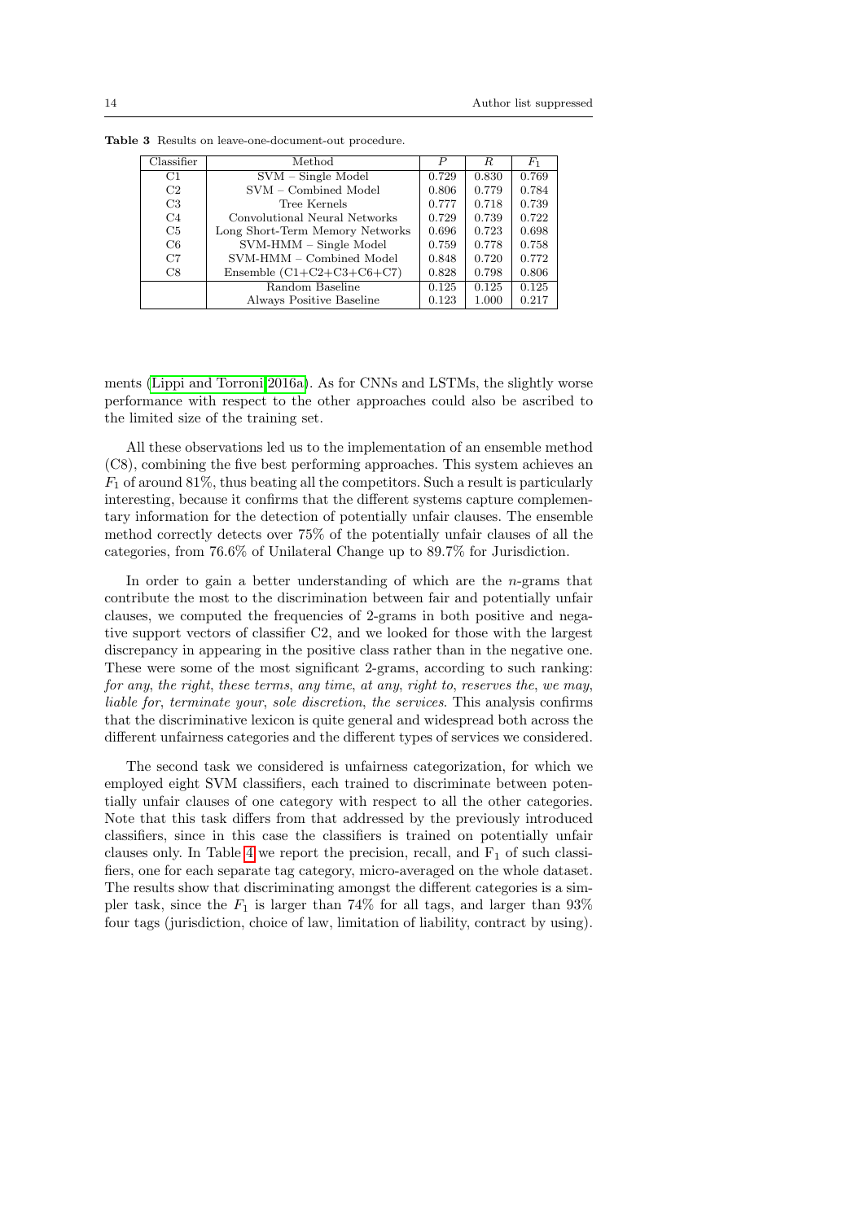**Table 3** Results on leave-one-document-out procedure.

| Classifier | Method | $P$ | $R$ | $F_1$ |
|---|---|---|---|---|
| C1 | SVM – Single Model | 0.729 | 0.830 | 0.769 |
| C2 | SVM – Combined Model | 0.806 | 0.779 | 0.784 |
| C3 | Tree Kernels | 0.777 | 0.718 | 0.739 |
| C4 | Convolutional Neural Networks | 0.729 | 0.739 | 0.722 |
| C5 | Long Short-Term Memory Networks | 0.696 | 0.723 | 0.698 |
| C6 | SVM-HMM – Single Model | 0.759 | 0.778 | 0.758 |
| C7 | SVM-HMM – Combined Model | 0.848 | 0.720 | 0.772 |
| C8 | Ensemble (C1+C2+C3+C6+C7) | 0.828 | 0.798 | 0.806 |
| | Random Baseline | 0.125 | 0.125 | 0.125 |
| | Always Positive Baseline | 0.123 | 1.000 | 0.217 |

ments (Lippi and Torroni 2016a). As for CNNs and LSTMs, the slightly worse performance with respect to the other approaches could also be ascribed to the limited size of the training set.

All these observations led us to the implementation of an ensemble method (C8), combining the five best performing approaches. This system achieves an $F_1$ of around 81%, thus beating all the competitors. Such a result is particularly interesting, because it confirms that the different systems capture complementary information for the detection of potentially unfair clauses. The ensemble method correctly detects over 75% of the potentially unfair clauses of all the categories, from 76.6% of Unilateral Change up to 89.7% for Jurisdiction.

In order to gain a better understanding of which are the $n$-grams that contribute the most to the discrimination between fair and potentially unfair clauses, we computed the frequencies of 2-grams in both positive and negative support vectors of classifier C2, and we looked for those with the largest discrepancy in appearing in the positive class rather than in the negative one. These were some of the most significant 2-grams, according to such ranking: *for any*, *the right*, *these terms*, *any time*, *at any*, *right to*, *reserves the*, *we may*, *liable for*, *terminate your*, *sole discretion*, *the services*. This analysis confirms that the discriminative lexicon is quite general and widespread both across the different unfairness categories and the different types of services we considered.

The second task we considered is unfairness categorization, for which we employed eight SVM classifiers, each trained to discriminate between potentially unfair clauses of one category with respect to all the other categories. Note that this task differs from that addressed by the previously introduced classifiers, since in this case the classifiers is trained on potentially unfair clauses only. In Table 4 we report the precision, recall, and $F_1$ of such classifiers, one for each separate tag category, micro-averaged on the whole dataset. The results show that discriminating amongst the different categories is a simpler task, since the $F_1$ is larger than 74% for all tags, and larger than 93% four tags (jurisdiction, choice of law, limitation of liability, contract by using).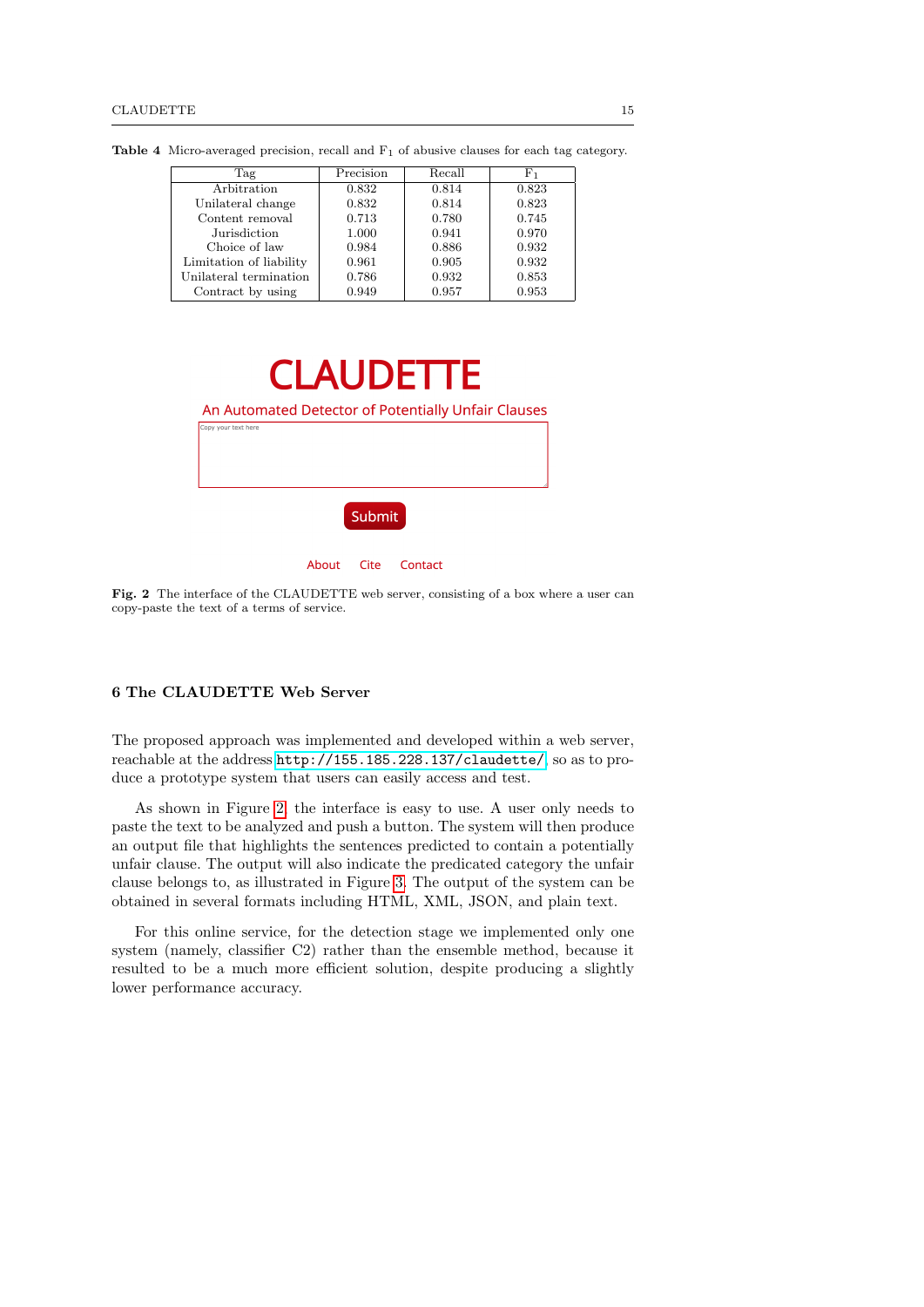**Table 4** Micro-averaged precision, recall and $F_1$ of abusive clauses for each tag category.

| Tag | Precision | Recall | $F_1$ |
|---|---|---|---|
| Arbitration | 0.832 | 0.814 | 0.823 |
| Unilateral change | 0.832 | 0.814 | 0.823 |
| Content removal | 0.713 | 0.780 | 0.745 |
| Jurisdiction | 1.000 | 0.941 | 0.970 |
| Choice of law | 0.984 | 0.886 | 0.932 |
| Limitation of liability | 0.961 | 0.905 | 0.932 |
| Unilateral termination | 0.786 | 0.932 | 0.853 |
| Contract by using | 0.949 | 0.957 | 0.953 |

CLAUDETTE

An Automated Detector of Potentially Unfair Clauses

Copy your text here

Submit

About Cite Contact

**Fig. 2** The interface of the CLAUDETTE web server, consisting of a box where a user can copy-paste the text of a terms of service.

## 6 The CLAUDETTE Web Server

The proposed approach was implemented and developed within a web server, reachable at the address `http://155.185.228.137/claudette/`, so as to produce a prototype system that users can easily access and test.

As shown in Figure 2, the interface is easy to use. A user only needs to paste the text to be analyzed and push a button. The system will then produce an output file that highlights the sentences predicted to contain a potentially unfair clause. The output will also indicate the predicated category the unfair clause belongs to, as illustrated in Figure 3. The output of the system can be obtained in several formats including HTML, XML, JSON, and plain text.

For this online service, for the detection stage we implemented only one system (namely, classifier C2) rather than the ensemble method, because it resulted to be a much more efficient solution, despite producing a slightly lower performance accuracy.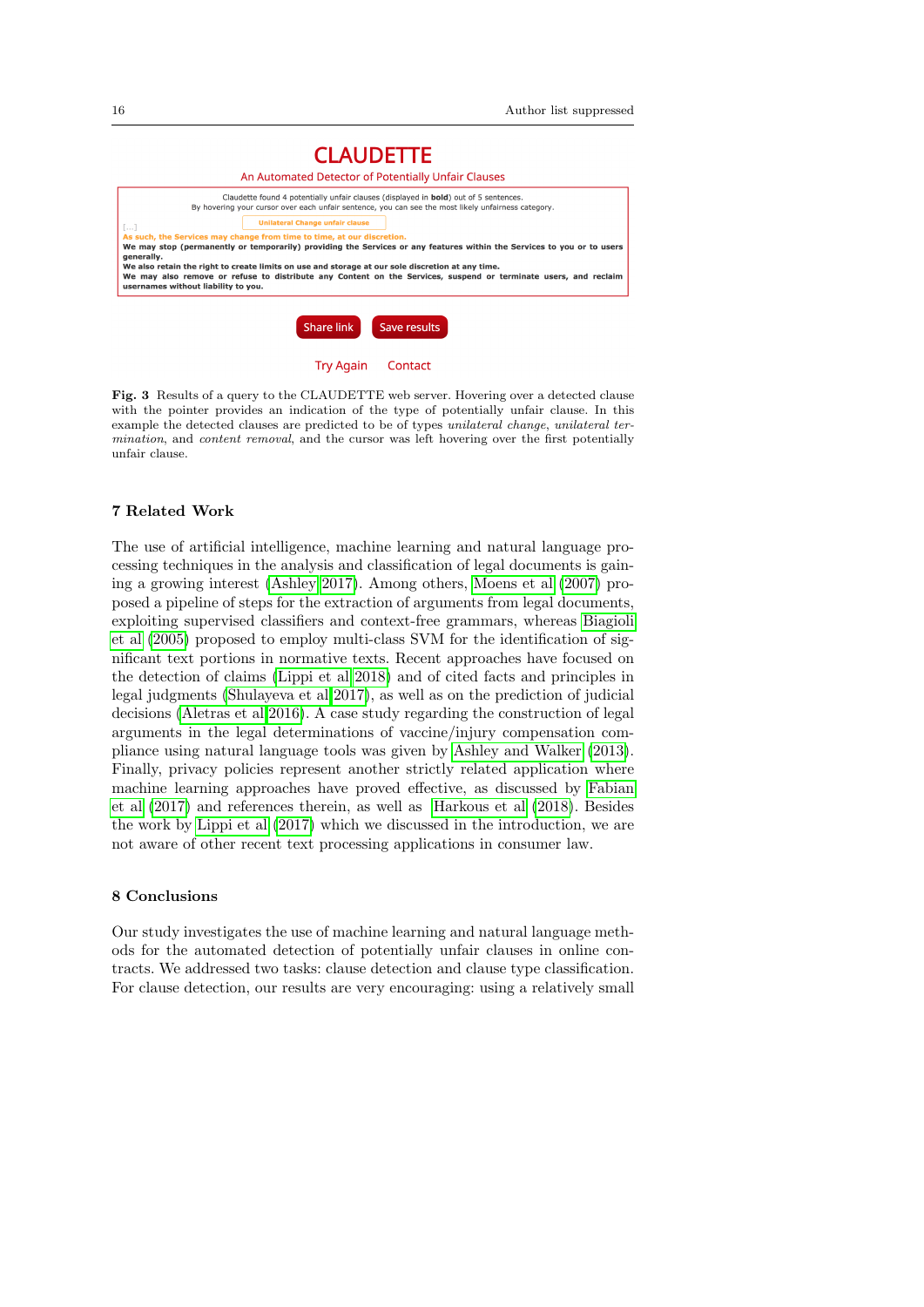CLAUDETTE

An Automated Detector of Potentially Unfair Clauses

Claudette found 4 potentially unfair clauses (displayed in **bold**) out of 5 sentences.
By hovering your cursor over each unfair sentence, you can see the most likely unfairness category.

[...]

Unilateral Change unfair clause

**As such, the Services may change from time to time, at our discretion.**
**We may stop (permanently or temporarily) providing the Services or any features within the Services to you or to users generally.**
**We also retain the right to create limits on use and storage at our sole discretion at any time.**
**We may also remove or refuse to distribute any Content on the Services, suspend or terminate users, and reclaim usernames without liability to you.**

Share link | Save results

Try Again | Contact

**Fig. 3** Results of a query to the CLAUDETTE web server. Hovering over a detected clause with the pointer provides an indication of the type of potentially unfair clause. In this example the detected clauses are predicted to be of types *unilateral change*, *unilateral termination*, and *content removal*, and the cursor was left hovering over the first potentially unfair clause.

## 7 Related Work

The use of artificial intelligence, machine learning and natural language processing techniques in the analysis and classification of legal documents is gaining a growing interest (Ashley 2017). Among others, Moens et al (2007) proposed a pipeline of steps for the extraction of arguments from legal documents, exploiting supervised classifiers and context-free grammars, whereas Biagioli et al (2005) proposed to employ multi-class SVM for the identification of significant text portions in normative texts. Recent approaches have focused on the detection of claims (Lippi et al 2018) and of cited facts and principles in legal judgments (Shulayeva et al 2017), as well as on the prediction of judicial decisions (Aletras et al 2016). A case study regarding the construction of legal arguments in the legal determinations of vaccine/injury compensation compliance using natural language tools was given by Ashley and Walker (2013). Finally, privacy policies represent another strictly related application where machine learning approaches have proved effective, as discussed by Fabian et al (2017) and references therein, as well as Harkous et al (2018). Besides the work by Lippi et al (2017) which we discussed in the introduction, we are not aware of other recent text processing applications in consumer law.

## 8 Conclusions

Our study investigates the use of machine learning and natural language methods for the automated detection of potentially unfair clauses in online contracts. We addressed two tasks: clause detection and clause type classification. For clause detection, our results are very encouraging: using a relatively small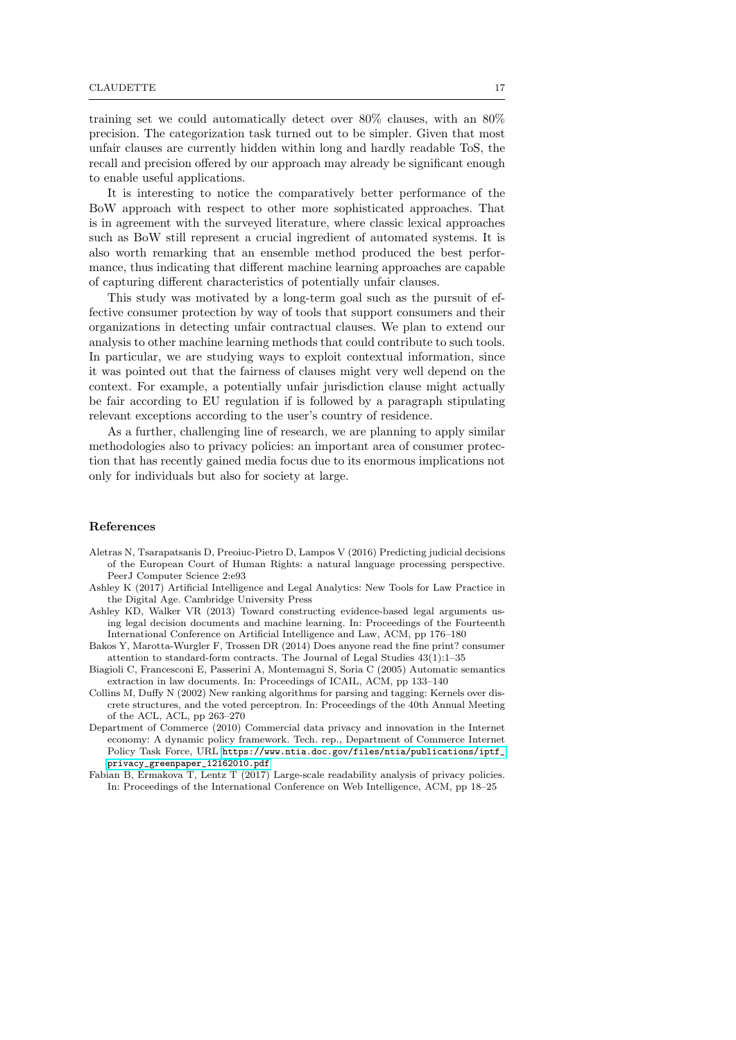training set we could automatically detect over 80% clauses, with an 80% precision. The categorization task turned out to be simpler. Given that most unfair clauses are currently hidden within long and hardly readable ToS, the recall and precision offered by our approach may already be significant enough to enable useful applications.

It is interesting to notice the comparatively better performance of the BoW approach with respect to other more sophisticated approaches. That is in agreement with the surveyed literature, where classic lexical approaches such as BoW still represent a crucial ingredient of automated systems. It is also worth remarking that an ensemble method produced the best performance, thus indicating that different machine learning approaches are capable of capturing different characteristics of potentially unfair clauses.

This study was motivated by a long-term goal such as the pursuit of effective consumer protection by way of tools that support consumers and their organizations in detecting unfair contractual clauses. We plan to extend our analysis to other machine learning methods that could contribute to such tools. In particular, we are studying ways to exploit contextual information, since it was pointed out that the fairness of clauses might very well depend on the context. For example, a potentially unfair jurisdiction clause might actually be fair according to EU regulation if is followed by a paragraph stipulating relevant exceptions according to the user's country of residence.

As a further, challenging line of research, we are planning to apply similar methodologies also to privacy policies: an important area of consumer protection that has recently gained media focus due to its enormous implications not only for individuals but also for society at large.

## References

- Aletras N, Tsarapatsanis D, Preoiuc-Pietro D, Lampos V (2016) Predicting judicial decisions of the European Court of Human Rights: a natural language processing perspective. PeerJ Computer Science 2:e93
- Ashley K (2017) Artificial Intelligence and Legal Analytics: New Tools for Law Practice in the Digital Age. Cambridge University Press
- Ashley KD, Walker VR (2013) Toward constructing evidence-based legal arguments using legal decision documents and machine learning. In: Proceedings of the Fourteenth International Conference on Artificial Intelligence and Law, ACM, pp 176–180
- Bakos Y, Marotta-Wurgler F, Trossen DR (2014) Does anyone read the fine print? consumer attention to standard-form contracts. The Journal of Legal Studies 43(1):1–35
- Biagioli C, Francesconi E, Passerini A, Montemagni S, Soria C (2005) Automatic semantics extraction in law documents. In: Proceedings of ICAIL, ACM, pp 133–140
- Collins M, Duffy N (2002) New ranking algorithms for parsing and tagging: Kernels over discrete structures, and the voted perceptron. In: Proceedings of the 40th Annual Meeting of the ACL, ACL, pp 263–270
- Department of Commerce (2010) Commercial data privacy and innovation in the Internet economy: A dynamic policy framework. Tech. rep., Department of Commerce Internet Policy Task Force, URL https://www.ntia.doc.gov/files/ntia/publications/iptf_privacy_greenpaper_12162010.pdf
- Fabian B, Ermakova T, Lentz T (2017) Large-scale readability analysis of privacy policies. In: Proceedings of the International Conference on Web Intelligence, ACM, pp 18–25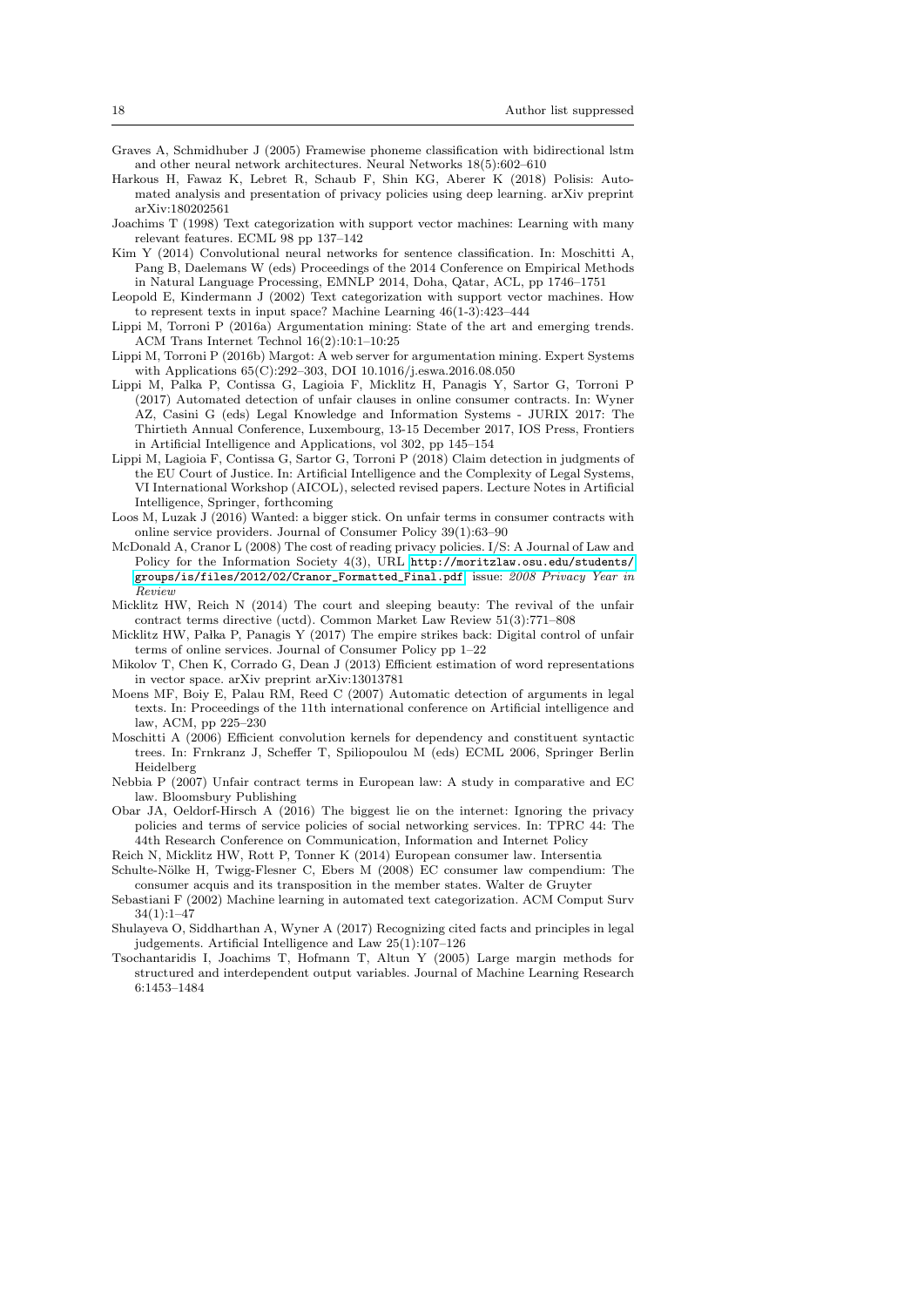Graves A, Schmidhuber J (2005) Framewise phoneme classification with bidirectional lstm and other neural network architectures. Neural Networks 18(5):602–610

Harkous H, Fawaz K, Lebret R, Schaub F, Shin KG, Aberer K (2018) Polisis: Automated analysis and presentation of privacy policies using deep learning. arXiv preprint arXiv:180202561

Joachims T (1998) Text categorization with support vector machines: Learning with many relevant features. ECML 98 pp 137–142

Kim Y (2014) Convolutional neural networks for sentence classification. In: Moschitti A, Pang B, Daelemans W (eds) Proceedings of the 2014 Conference on Empirical Methods in Natural Language Processing, EMNLP 2014, Doha, Qatar, ACL, pp 1746–1751

Leopold E, Kindermann J (2002) Text categorization with support vector machines. How to represent texts in input space? Machine Learning 46(1-3):423–444

Lippi M, Torroni P (2016a) Argumentation mining: State of the art and emerging trends. ACM Trans Internet Technol 16(2):10:1–10:25

Lippi M, Torroni P (2016b) Margot: A web server for argumentation mining. Expert Systems with Applications 65(C):292–303, DOI 10.1016/j.eswa.2016.08.050

Lippi M, Palka P, Contissa G, Lagioia F, Micklitz H, Panagis Y, Sartor G, Torroni P (2017) Automated detection of unfair clauses in online consumer contracts. In: Wyner AZ, Casini G (eds) Legal Knowledge and Information Systems - JURIX 2017: The Thirtieth Annual Conference, Luxembourg, 13-15 December 2017, IOS Press, Frontiers in Artificial Intelligence and Applications, vol 302, pp 145–154

Lippi M, Lagioia F, Contissa G, Sartor G, Torroni P (2018) Claim detection in judgments of the EU Court of Justice. In: Artificial Intelligence and the Complexity of Legal Systems, VI International Workshop (AICOL), selected revised papers. Lecture Notes in Artificial Intelligence, Springer, forthcoming

Loos M, Luzak J (2016) Wanted: a bigger stick. On unfair terms in consumer contracts with online service providers. Journal of Consumer Policy 39(1):63–90

McDonald A, Cranor L (2008) The cost of reading privacy policies. I/S: A Journal of Law and Policy for the Information Society 4(3), URL http://moritzlaw.osu.edu/students/groups/is/files/2012/02/Cranor_Formatted_Final.pdf, issue: *2008 Privacy Year in Review*

Micklitz HW, Reich N (2014) The court and sleeping beauty: The revival of the unfair contract terms directive (uctd). Common Market Law Review 51(3):771–808

Micklitz HW, Pałka P, Panagis Y (2017) The empire strikes back: Digital control of unfair terms of online services. Journal of Consumer Policy pp 1–22

Mikolov T, Chen K, Corrado G, Dean J (2013) Efficient estimation of word representations in vector space. arXiv preprint arXiv:13013781

Moens MF, Boiy E, Palau RM, Reed C (2007) Automatic detection of arguments in legal texts. In: Proceedings of the 11th international conference on Artificial intelligence and law, ACM, pp 225–230

Moschitti A (2006) Efficient convolution kernels for dependency and constituent syntactic trees. In: Frnkranz J, Scheffer T, Spiliopoulou M (eds) ECML 2006, Springer Berlin Heidelberg

Nebbia P (2007) Unfair contract terms in European law: A study in comparative and EC law. Bloomsbury Publishing

Obar JA, Oeldorf-Hirsch A (2016) The biggest lie on the internet: Ignoring the privacy policies and terms of service policies of social networking services. In: TPRC 44: The 44th Research Conference on Communication, Information and Internet Policy

Reich N, Micklitz HW, Rott P, Tonner K (2014) European consumer law. Intersentia

Schulte-Nölke H, Twigg-Flesner C, Ebers M (2008) EC consumer law compendium: The consumer acquis and its transposition in the member states. Walter de Gruyter

Sebastiani F (2002) Machine learning in automated text categorization. ACM Comput Surv 34(1):1–47

Shulayeva O, Siddharthan A, Wyner A (2017) Recognizing cited facts and principles in legal judgements. Artificial Intelligence and Law 25(1):107–126

Tsochantaridis I, Joachims T, Hofmann T, Altun Y (2005) Large margin methods for structured and interdependent output variables. Journal of Machine Learning Research 6:1453–1484